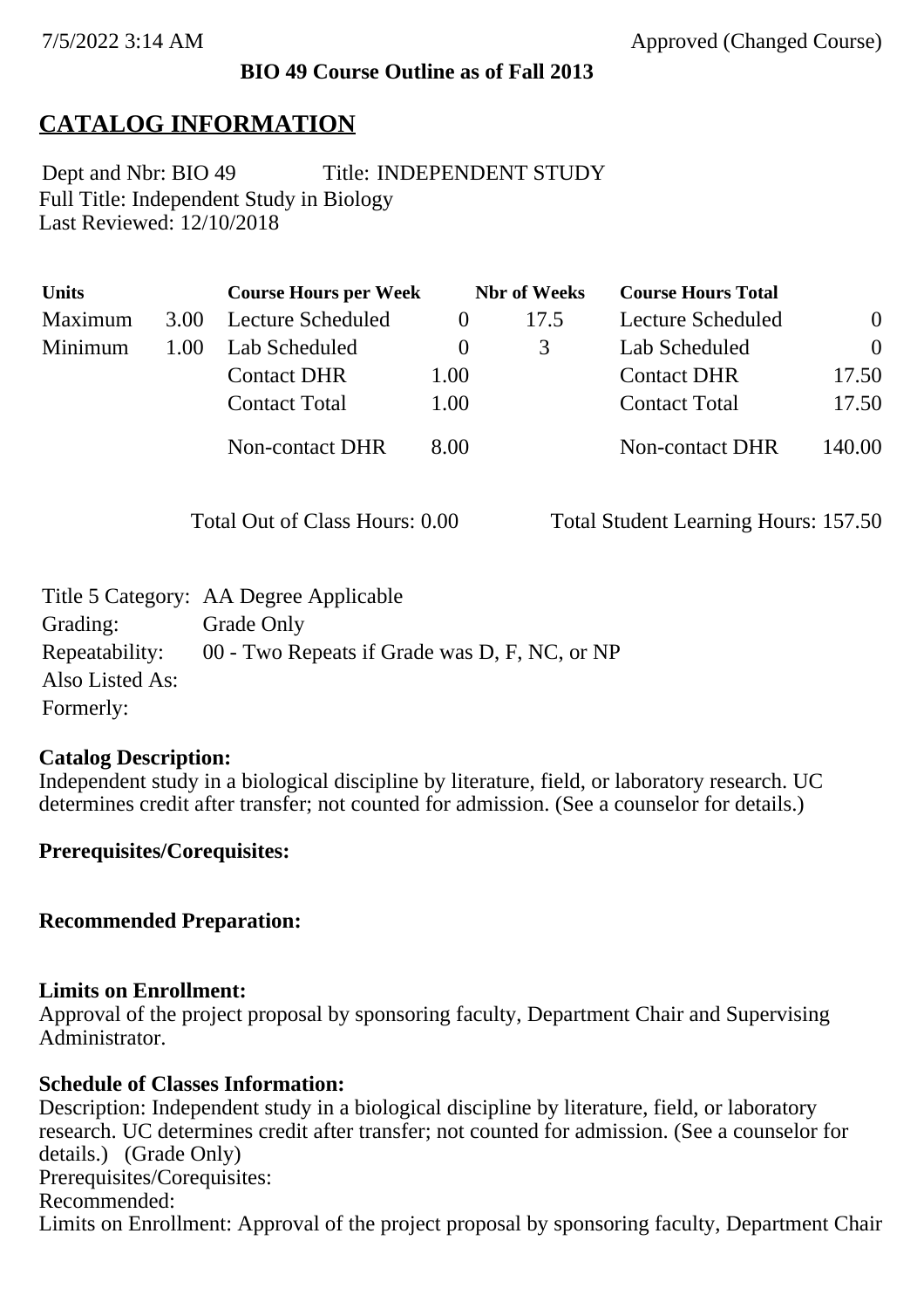7/5/2022 3:14 AM Approved (Changed Course)

**BIO 49 Course Outline as of Fall 2013**

# CATALOG INFORMATION

Dept and Nbr: BIO 49 Title: INDEPENDENT STUDY
Full Title: Independent Study in Biology
Last Reviewed: 12/10/2018

| Units | | Course Hours per Week | | Nbr of Weeks | Course Hours Total | |
|---|---|---|---|---|---|---|
| Maximum | 3.00 | Lecture Scheduled | 0 | 17.5 | Lecture Scheduled | 0 |
| Minimum | 1.00 | Lab Scheduled | 0 | 3 | Lab Scheduled | 0 |
| | | Contact DHR | 1.00 | | Contact DHR | 17.50 |
| | | Contact Total | 1.00 | | Contact Total | 17.50 |
| | | Non-contact DHR | 8.00 | | Non-contact DHR | 140.00 |

Total Out of Class Hours: 0.00 Total Student Learning Hours: 157.50

Title 5 Category: AA Degree Applicable
Grading: Grade Only
Repeatability: 00 - Two Repeats if Grade was D, F, NC, or NP
Also Listed As:
Formerly:

**Catalog Description:**
Independent study in a biological discipline by literature, field, or laboratory research. UC determines credit after transfer; not counted for admission. (See a counselor for details.)

**Prerequisites/Corequisites:**

**Recommended Preparation:**

**Limits on Enrollment:**
Approval of the project proposal by sponsoring faculty, Department Chair and Supervising Administrator.

**Schedule of Classes Information:**
Description: Independent study in a biological discipline by literature, field, or laboratory research. UC determines credit after transfer; not counted for admission. (See a counselor for details.) (Grade Only)
Prerequisites/Corequisites:
Recommended:
Limits on Enrollment: Approval of the project proposal by sponsoring faculty, Department Chair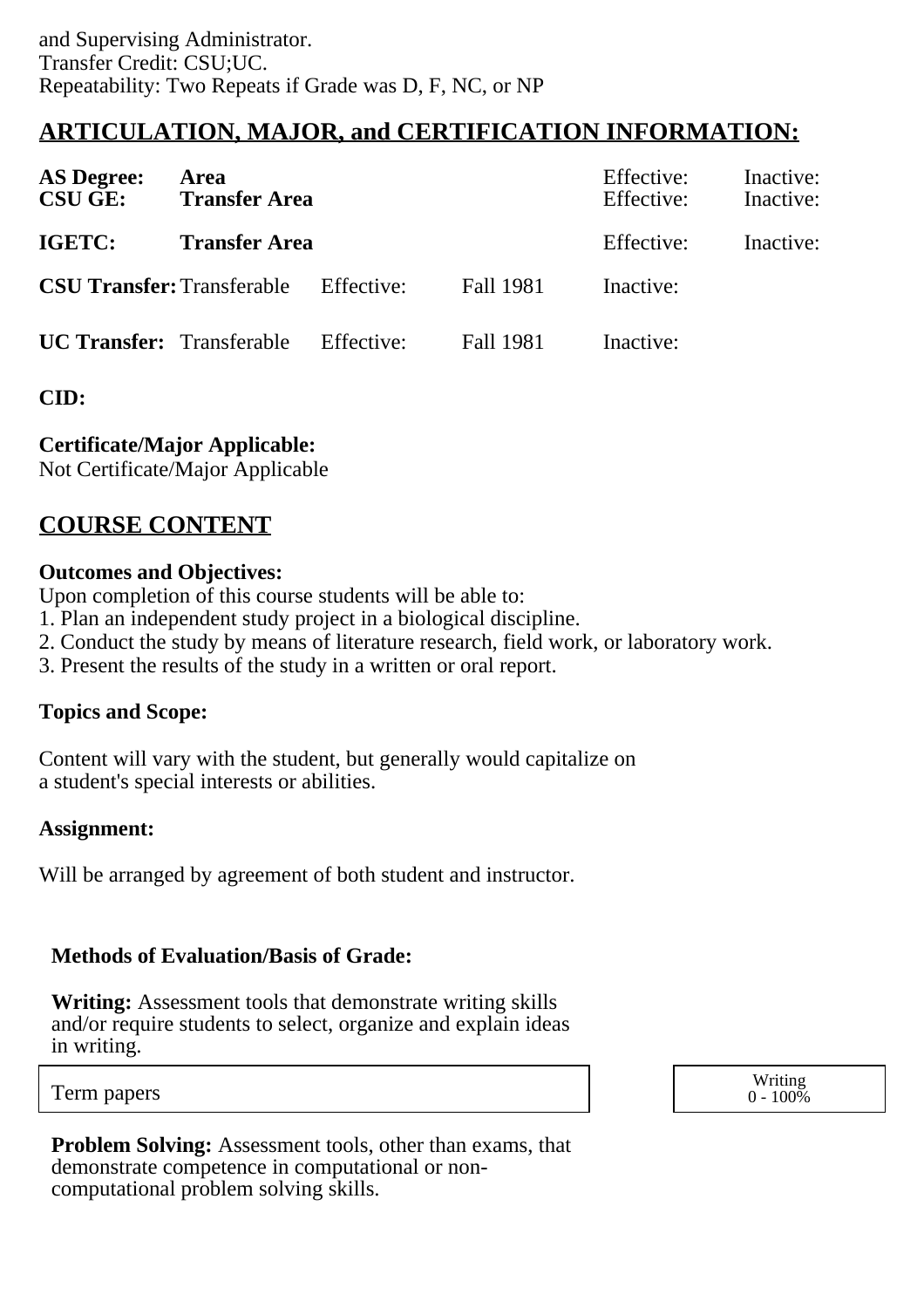and Supervising Administrator.
Transfer Credit: CSU;UC.
Repeatability: Two Repeats if Grade was D, F, NC, or NP

## ARTICULATION, MAJOR, and CERTIFICATION INFORMATION:

| | | | | | |
|---|---|---|---|---|---|
| **AS Degree:** | **Area** | | | Effective: | Inactive: |
| **CSU GE:** | **Transfer Area** | | | Effective: | Inactive: |
| **IGETC:** | **Transfer Area** | | | Effective: | Inactive: |
| **CSU Transfer:** | Transferable | Effective: | Fall 1981 | Inactive: | |
| **UC Transfer:** | Transferable | Effective: | Fall 1981 | Inactive: | |

**CID:**

**Certificate/Major Applicable:**
Not Certificate/Major Applicable

## COURSE CONTENT

**Outcomes and Objectives:**
Upon completion of this course students will be able to:
1. Plan an independent study project in a biological discipline.
2. Conduct the study by means of literature research, field work, or laboratory work.
3. Present the results of the study in a written or oral report.

**Topics and Scope:**

Content will vary with the student, but generally would capitalize on a student's special interests or abilities.

**Assignment:**

Will be arranged by agreement of both student and instructor.

**Methods of Evaluation/Basis of Grade:**

**Writing:** Assessment tools that demonstrate writing skills and/or require students to select, organize and explain ideas in writing.

| | |
|---|---|
| Term papers | Writing 0 - 100% |

**Problem Solving:** Assessment tools, other than exams, that demonstrate competence in computational or non-computational problem solving skills.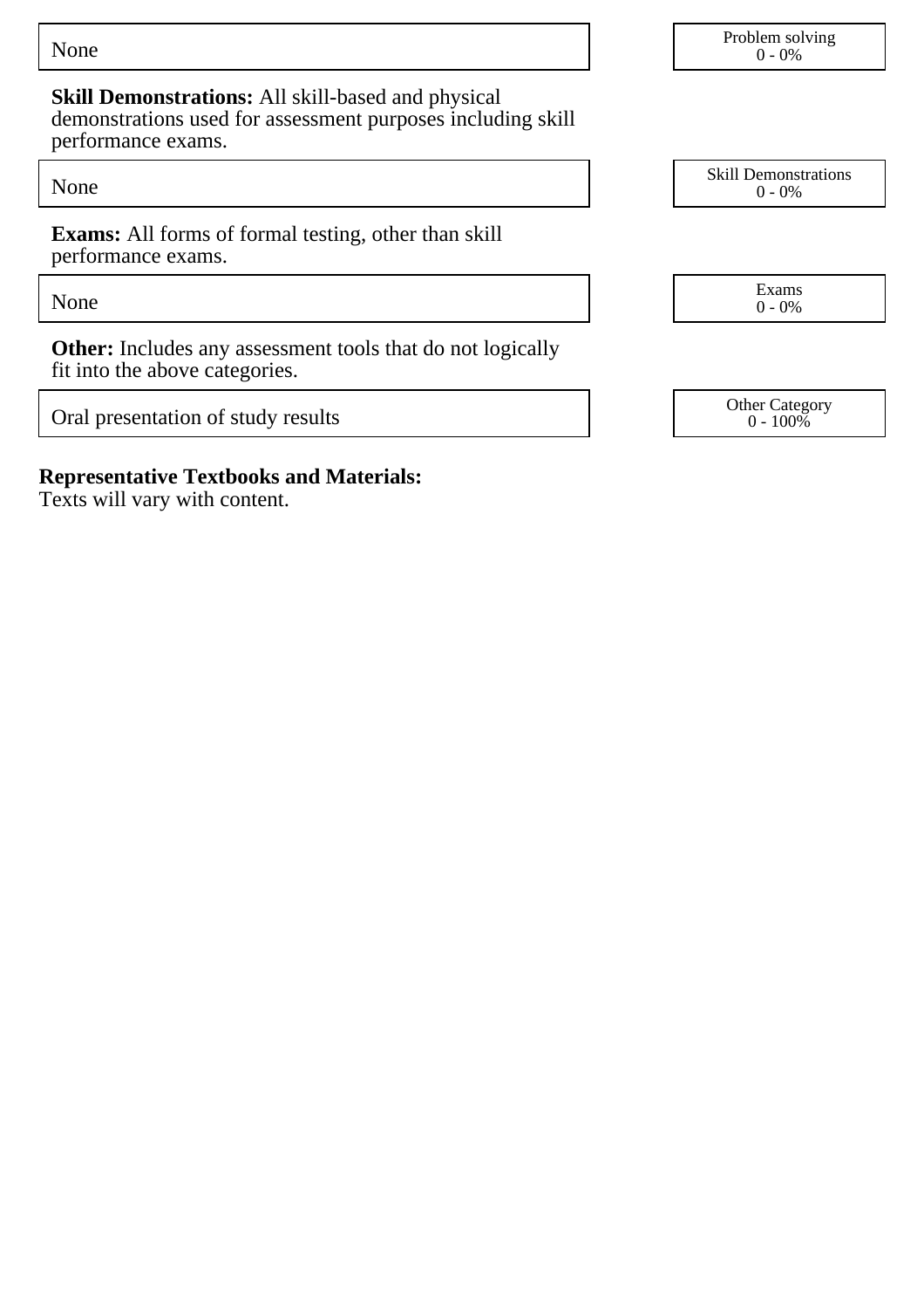| | |
|---|---|
| None | Problem solving<br>0 - 0% |

**Skill Demonstrations:** All skill-based and physical demonstrations used for assessment purposes including skill performance exams.

| | |
|---|---|
| None | Skill Demonstrations<br>0 - 0% |

**Exams:** All forms of formal testing, other than skill performance exams.

| | |
|---|---|
| None | Exams<br>0 - 0% |

**Other:** Includes any assessment tools that do not logically fit into the above categories.

| | |
|---|---|
| Oral presentation of study results | Other Category<br>0 - 100% |

**Representative Textbooks and Materials:**
Texts will vary with content.